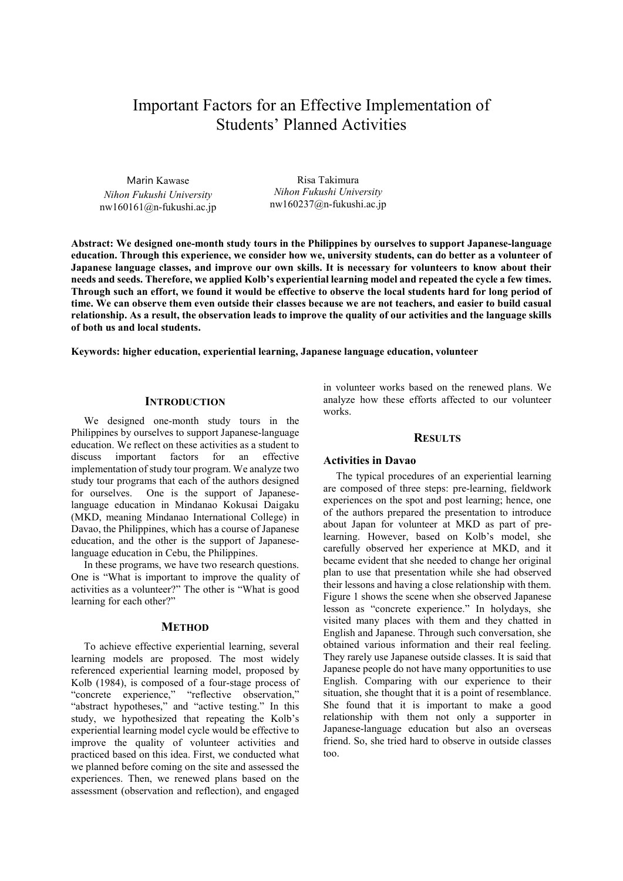# Important Factors for an Effective Implementation of Students' Planned Activities

Marin Kawase
*Nihon Fukushi University*
nw160161@n-fukushi.ac.jp

Risa Takimura
*Nihon Fukushi University*
nw160237@n-fukushi.ac.jp

**Abstract: We designed one-month study tours in the Philippines by ourselves to support Japanese-language education. Through this experience, we consider how we, university students, can do better as a volunteer of Japanese language classes, and improve our own skills. It is necessary for volunteers to know about their needs and seeds. Therefore, we applied Kolb's experiential learning model and repeated the cycle a few times. Through such an effort, we found it would be effective to observe the local students hard for long period of time. We can observe them even outside their classes because we are not teachers, and easier to build casual relationship. As a result, the observation leads to improve the quality of our activities and the language skills of both us and local students.**

**Keywords: higher education, experiential learning, Japanese language education, volunteer**

## Introduction

We designed one-month study tours in the Philippines by ourselves to support Japanese-language education. We reflect on these activities as a student to discuss important factors for an effective implementation of study tour program. We analyze two study tour programs that each of the authors designed for ourselves. One is the support of Japanese-language education in Mindanao Kokusai Daigaku (MKD, meaning Mindanao International College) in Davao, the Philippines, which has a course of Japanese education, and the other is the support of Japanese-language education in Cebu, the Philippines.

In these programs, we have two research questions. One is "What is important to improve the quality of activities as a volunteer?" The other is "What is good learning for each other?"

## Method

To achieve effective experiential learning, several learning models are proposed. The most widely referenced experiential learning model, proposed by Kolb (1984), is composed of a four-stage process of "concrete experience," "reflective observation," "abstract hypotheses," and "active testing." In this study, we hypothesized that repeating the Kolb's experiential learning model cycle would be effective to improve the quality of volunteer activities and practiced based on this idea. First, we conducted what we planned before coming on the site and assessed the experiences. Then, we renewed plans based on the assessment (observation and reflection), and engaged in volunteer works based on the renewed plans. We analyze how these efforts affected to our volunteer works.

## Results

### Activities in Davao

The typical procedures of an experiential learning are composed of three steps: pre-learning, fieldwork experiences on the spot and post learning; hence, one of the authors prepared the presentation to introduce about Japan for volunteer at MKD as part of pre-learning. However, based on Kolb's model, she carefully observed her experience at MKD, and it became evident that she needed to change her original plan to use that presentation while she had observed their lessons and having a close relationship with them. Figure 1 shows the scene when she observed Japanese lesson as "concrete experience." In holydays, she visited many places with them and they chatted in English and Japanese. Through such conversation, she obtained various information and their real feeling. They rarely use Japanese outside classes. It is said that Japanese people do not have many opportunities to use English. Comparing with our experience to their situation, she thought that it is a point of resemblance. She found that it is important to make a good relationship with them not only a supporter in Japanese-language education but also an overseas friend. So, she tried hard to observe in outside classes too.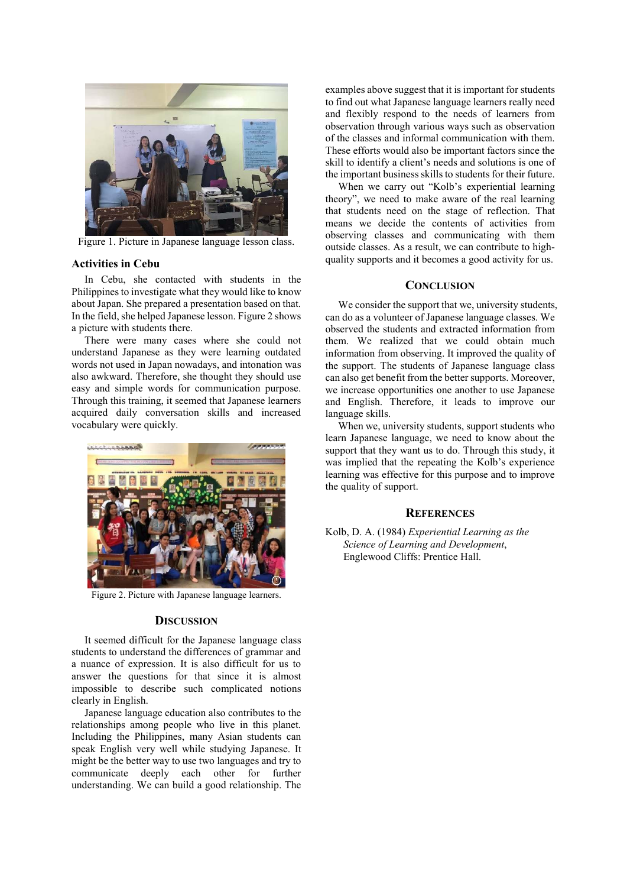Figure 1. Picture in Japanese language lesson class.

### Activities in Cebu

In Cebu, she contacted with students in the Philippines to investigate what they would like to know about Japan. She prepared a presentation based on that. In the field, she helped Japanese lesson. Figure 2 shows a picture with students there.

There were many cases where she could not understand Japanese as they were learning outdated words not used in Japan nowadays, and intonation was also awkward. Therefore, she thought they should use easy and simple words for communication purpose. Through this training, it seemed that Japanese learners acquired daily conversation skills and increased vocabulary were quickly.

Figure 2. Picture with Japanese language learners.

## Discussion

It seemed difficult for the Japanese language class students to understand the differences of grammar and a nuance of expression. It is also difficult for us to answer the questions for that since it is almost impossible to describe such complicated notions clearly in English.

Japanese language education also contributes to the relationships among people who live in this planet. Including the Philippines, many Asian students can speak English very well while studying Japanese. It might be the better way to use two languages and try to communicate deeply each other for further understanding. We can build a good relationship. The examples above suggest that it is important for students to find out what Japanese language learners really need and flexibly respond to the needs of learners from observation through various ways such as observation of the classes and informal communication with them. These efforts would also be important factors since the skill to identify a client's needs and solutions is one of the important business skills to students for their future.

When we carry out "Kolb's experiential learning theory", we need to make aware of the real learning that students need on the stage of reflection. That means we decide the contents of activities from observing classes and communicating with them outside classes. As a result, we can contribute to high-quality supports and it becomes a good activity for us.

## Conclusion

We consider the support that we, university students, can do as a volunteer of Japanese language classes. We observed the students and extracted information from them. We realized that we could obtain much information from observing. It improved the quality of the support. The students of Japanese language class can also get benefit from the better supports. Moreover, we increase opportunities one another to use Japanese and English. Therefore, it leads to improve our language skills.

When we, university students, support students who learn Japanese language, we need to know about the support that they want us to do. Through this study, it was implied that the repeating the Kolb's experience learning was effective for this purpose and to improve the quality of support.

## References

Kolb, D. A. (1984) *Experiential Learning as the Science of Learning and Development*, Englewood Cliffs: Prentice Hall.